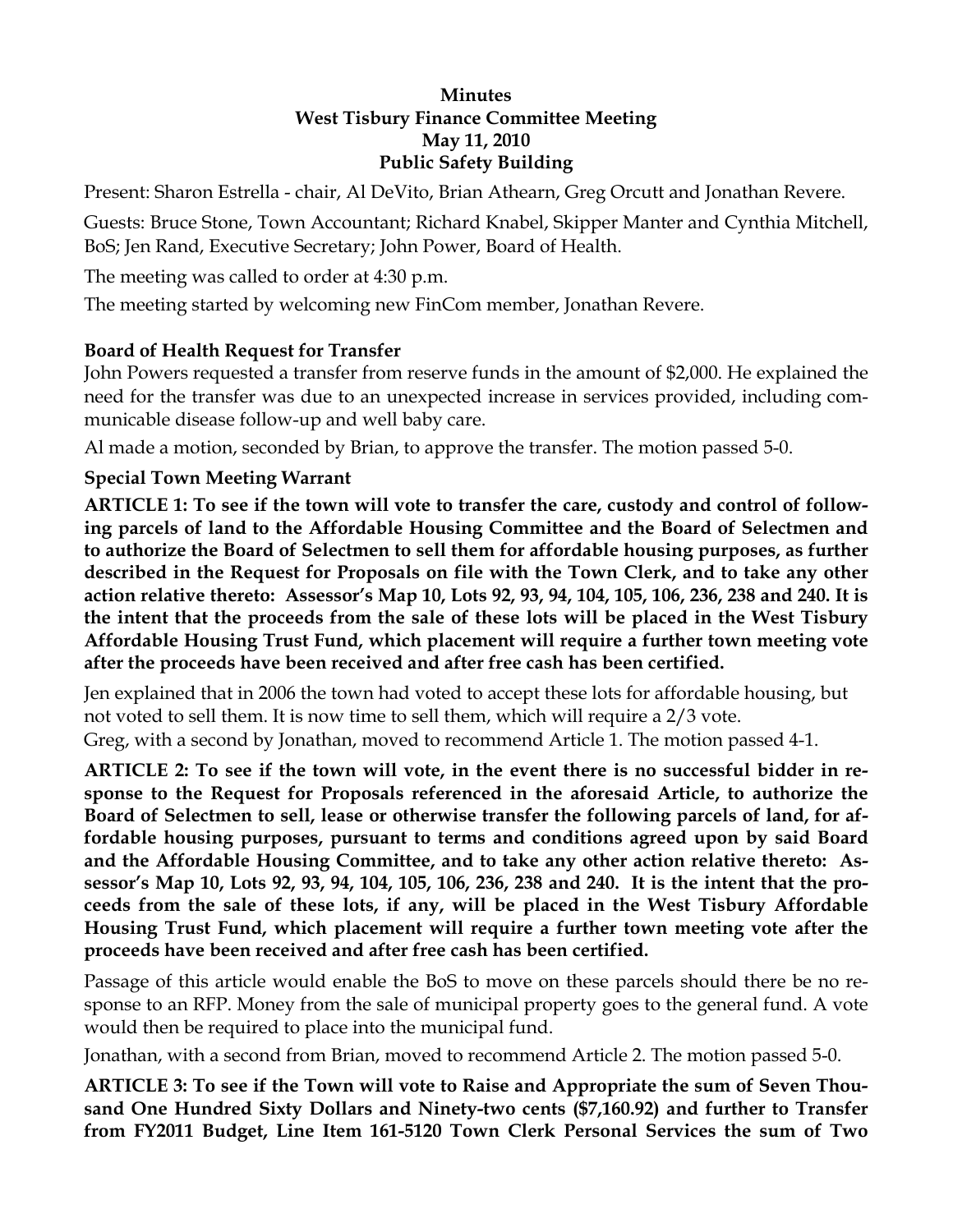**Minutes**
**West Tisbury Finance Committee Meeting**
**May 11, 2010**
**Public Safety Building**

Present: Sharon Estrella - chair, Al DeVito, Brian Athearn, Greg Orcutt and Jonathan Revere.

Guests: Bruce Stone, Town Accountant; Richard Knabel, Skipper Manter and Cynthia Mitchell, BoS; Jen Rand, Executive Secretary; John Power, Board of Health.

The meeting was called to order at 4:30 p.m.

The meeting started by welcoming new FinCom member, Jonathan Revere.

**Board of Health Request for Transfer**

John Powers requested a transfer from reserve funds in the amount of $2,000. He explained the need for the transfer was due to an unexpected increase in services provided, including communicable disease follow-up and well baby care.

Al made a motion, seconded by Brian, to approve the transfer. The motion passed 5-0.

**Special Town Meeting Warrant**

**ARTICLE 1: To see if the town will vote to transfer the care, custody and control of following parcels of land to the Affordable Housing Committee and the Board of Selectmen and to authorize the Board of Selectmen to sell them for affordable housing purposes, as further described in the Request for Proposals on file with the Town Clerk, and to take any other action relative thereto: Assessor's Map 10, Lots 92, 93, 94, 104, 105, 106, 236, 238 and 240. It is the intent that the proceeds from the sale of these lots will be placed in the West Tisbury Affordable Housing Trust Fund, which placement will require a further town meeting vote after the proceeds have been received and after free cash has been certified.**

Jen explained that in 2006 the town had voted to accept these lots for affordable housing, but not voted to sell them. It is now time to sell them, which will require a 2/3 vote.
Greg, with a second by Jonathan, moved to recommend Article 1. The motion passed 4-1.

**ARTICLE 2: To see if the town will vote, in the event there is no successful bidder in response to the Request for Proposals referenced in the aforesaid Article, to authorize the Board of Selectmen to sell, lease or otherwise transfer the following parcels of land, for affordable housing purposes, pursuant to terms and conditions agreed upon by said Board and the Affordable Housing Committee, and to take any other action relative thereto: Assessor's Map 10, Lots 92, 93, 94, 104, 105, 106, 236, 238 and 240. It is the intent that the proceeds from the sale of these lots, if any, will be placed in the West Tisbury Affordable Housing Trust Fund, which placement will require a further town meeting vote after the proceeds have been received and after free cash has been certified.**

Passage of this article would enable the BoS to move on these parcels should there be no response to an RFP. Money from the sale of municipal property goes to the general fund. A vote would then be required to place into the municipal fund.

Jonathan, with a second from Brian, moved to recommend Article 2. The motion passed 5-0.

**ARTICLE 3: To see if the Town will vote to Raise and Appropriate the sum of Seven Thousand One Hundred Sixty Dollars and Ninety-two cents ($7,160.92) and further to Transfer from FY2011 Budget, Line Item 161-5120 Town Clerk Personal Services the sum of Two**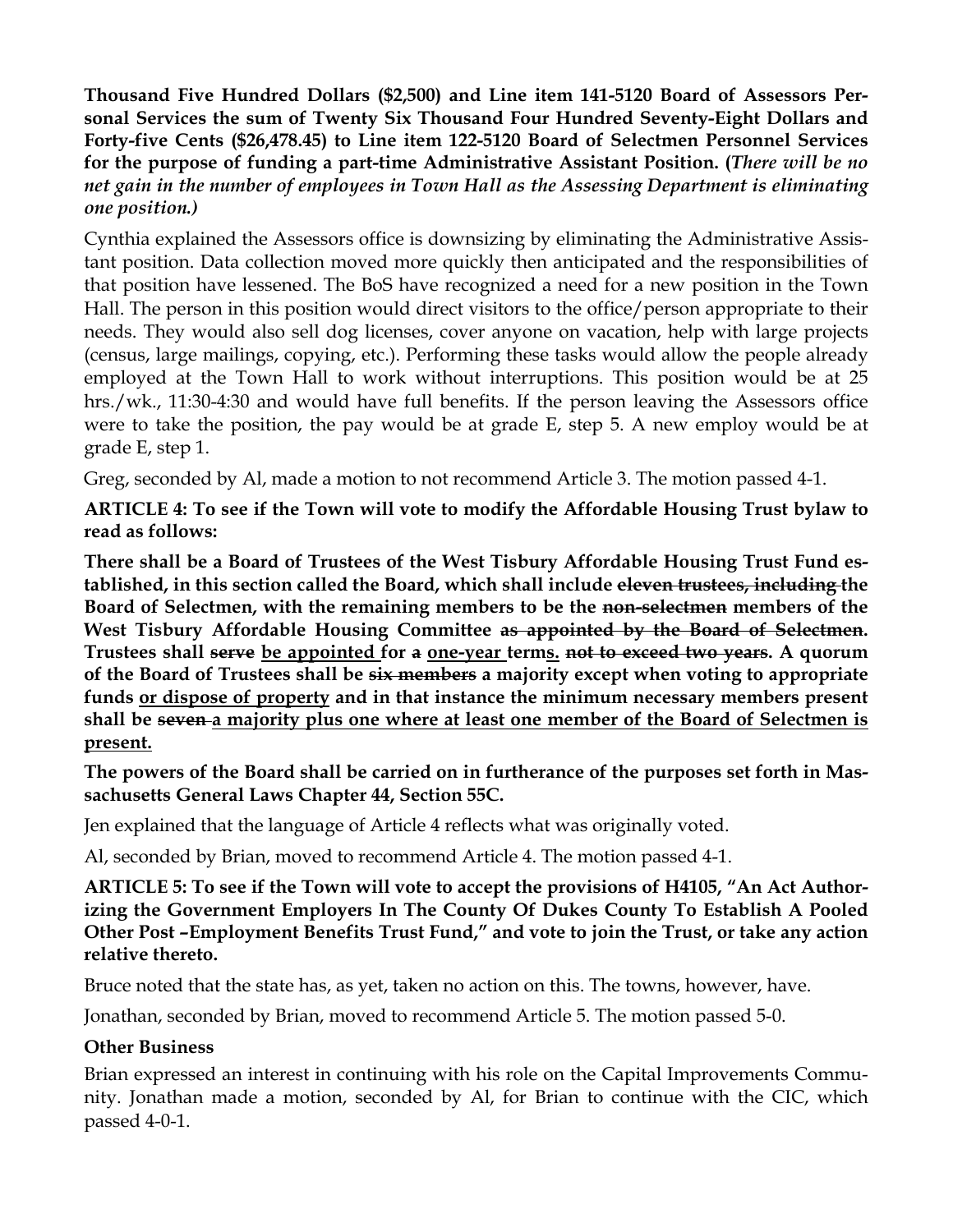**Thousand Five Hundred Dollars ($2,500) and Line item 141-5120 Board of Assessors Personal Services the sum of Twenty Six Thousand Four Hundred Seventy-Eight Dollars and Forty-five Cents ($26,478.45) to Line item 122-5120 Board of Selectmen Personnel Services for the purpose of funding a part-time Administrative Assistant Position. (*There will be no net gain in the number of employees in Town Hall as the Assessing Department is eliminating one position.*)**

Cynthia explained the Assessors office is downsizing by eliminating the Administrative Assistant position. Data collection moved more quickly then anticipated and the responsibilities of that position have lessened. The BoS have recognized a need for a new position in the Town Hall. The person in this position would direct visitors to the office/person appropriate to their needs. They would also sell dog licenses, cover anyone on vacation, help with large projects (census, large mailings, copying, etc.). Performing these tasks would allow the people already employed at the Town Hall to work without interruptions. This position would be at 25 hrs./wk., 11:30-4:30 and would have full benefits. If the person leaving the Assessors office were to take the position, the pay would be at grade E, step 5. A new employ would be at grade E, step 1.

Greg, seconded by Al, made a motion to not recommend Article 3. The motion passed 4-1.

**ARTICLE 4: To see if the Town will vote to modify the Affordable Housing Trust bylaw to read as follows:**

**There shall be a Board of Trustees of the West Tisbury Affordable Housing Trust Fund established, in this section called the Board, which shall include ~~eleven trustees, including~~ the Board of Selectmen, with the remaining members to be the ~~non-selectmen~~ members of the West Tisbury Affordable Housing Committee ~~as appointed by the Board of Selectmen~~. Trustees shall ~~serve~~ <u>be appointed</u> for ~~a~~ <u>one-year</u> term<u>s.</u> ~~not to exceed two years~~. A quorum of the Board of Trustees shall be ~~six members~~ a majority except when voting to appropriate funds <u>or dispose of property</u> and in that instance the minimum necessary members present shall be ~~seven~~ <u>a majority plus one where at least one member of the Board of Selectmen is present.</u>**

**The powers of the Board shall be carried on in furtherance of the purposes set forth in Massachusetts General Laws Chapter 44, Section 55C.**

Jen explained that the language of Article 4 reflects what was originally voted.

Al, seconded by Brian, moved to recommend Article 4. The motion passed 4-1.

**ARTICLE 5: To see if the Town will vote to accept the provisions of H4105, "An Act Authorizing the Government Employers In The County Of Dukes County To Establish A Pooled Other Post –Employment Benefits Trust Fund," and vote to join the Trust, or take any action relative thereto.**

Bruce noted that the state has, as yet, taken no action on this. The towns, however, have.

Jonathan, seconded by Brian, moved to recommend Article 5. The motion passed 5-0.

**Other Business**

Brian expressed an interest in continuing with his role on the Capital Improvements Community. Jonathan made a motion, seconded by Al, for Brian to continue with the CIC, which passed 4-0-1.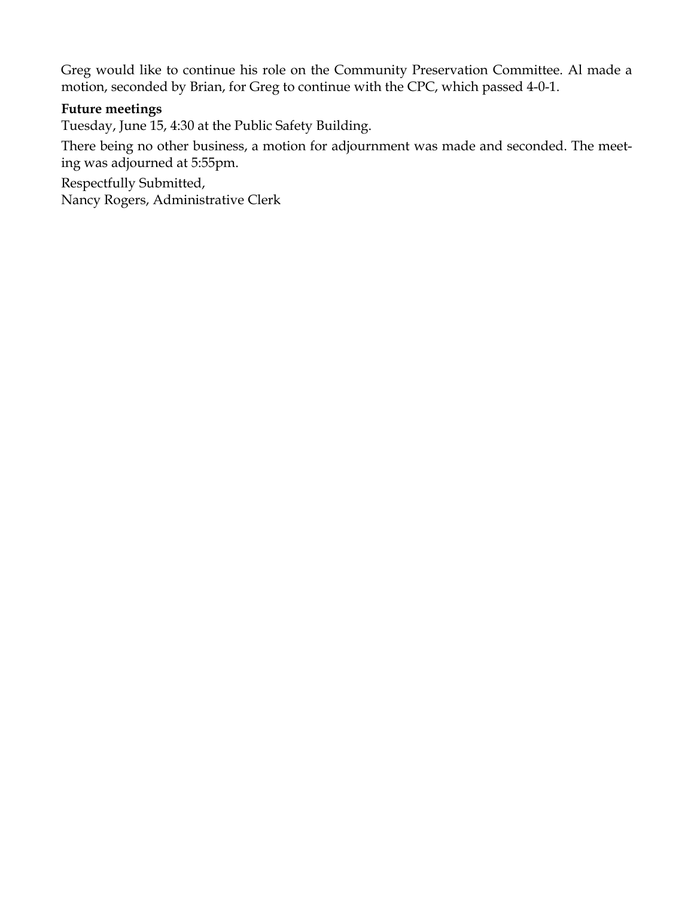Greg would like to continue his role on the Community Preservation Committee. Al made a motion, seconded by Brian, for Greg to continue with the CPC, which passed 4-0-1.

**Future meetings**

Tuesday, June 15, 4:30 at the Public Safety Building.

There being no other business, a motion for adjournment was made and seconded. The meeting was adjourned at 5:55pm.

Respectfully Submitted,
Nancy Rogers, Administrative Clerk